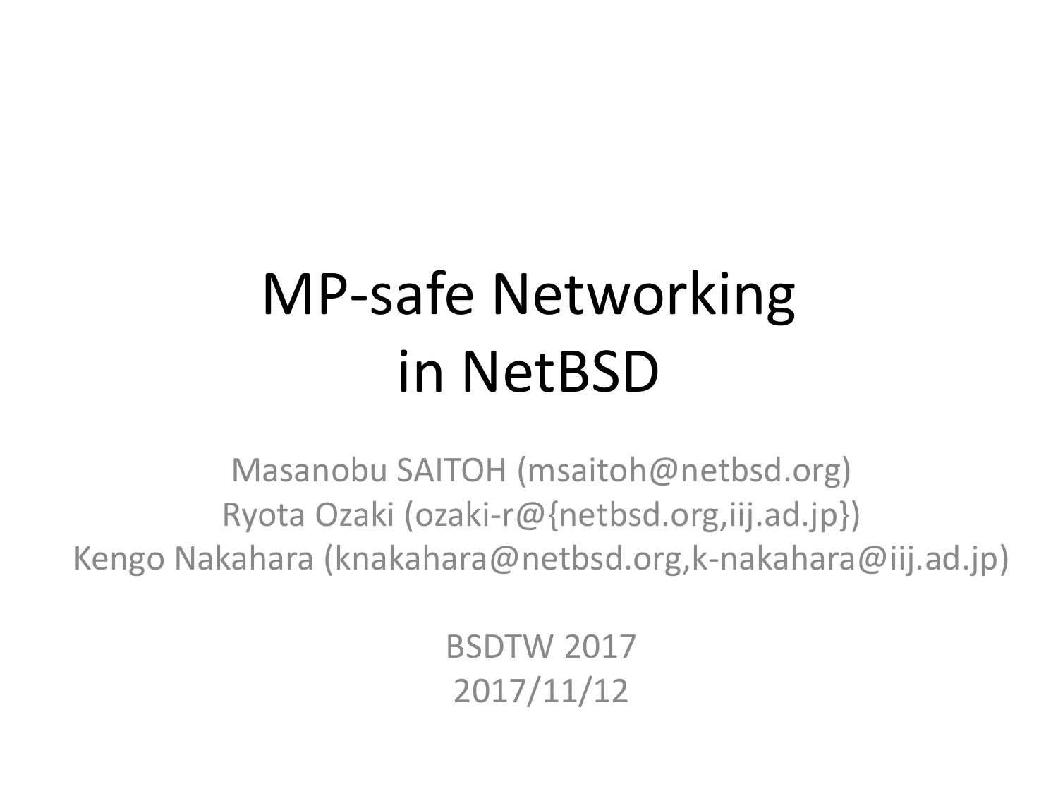# MP-safe Networking in NetBSD

Masanobu SAITOH (msaitoh@netbsd.org)
Ryota Ozaki (ozaki-r@{netbsd.org,iij.ad.jp})
Kengo Nakahara (knakahara@netbsd.org,k-nakahara@iij.ad.jp)

BSDTW 2017
2017/11/12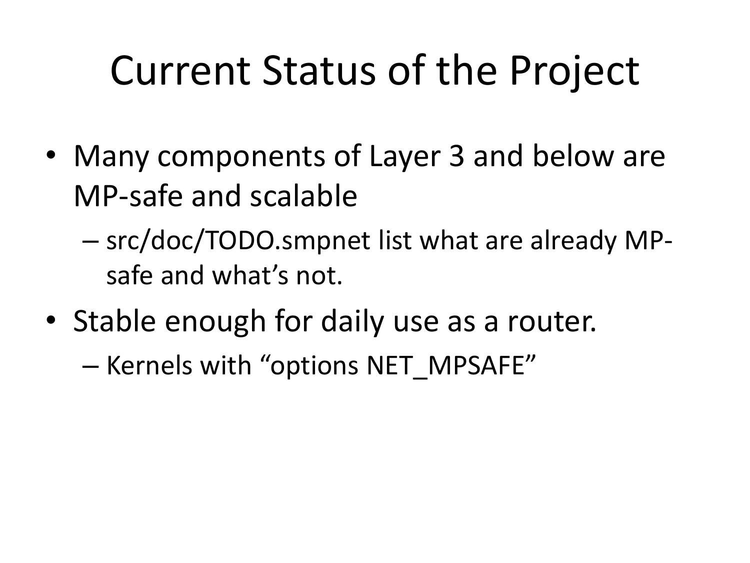# Current Status of the Project

- Many components of Layer 3 and below are MP-safe and scalable
  - src/doc/TODO.smpnet list what are already MP-safe and what's not.
- Stable enough for daily use as a router.
  - Kernels with "options NET_MPSAFE"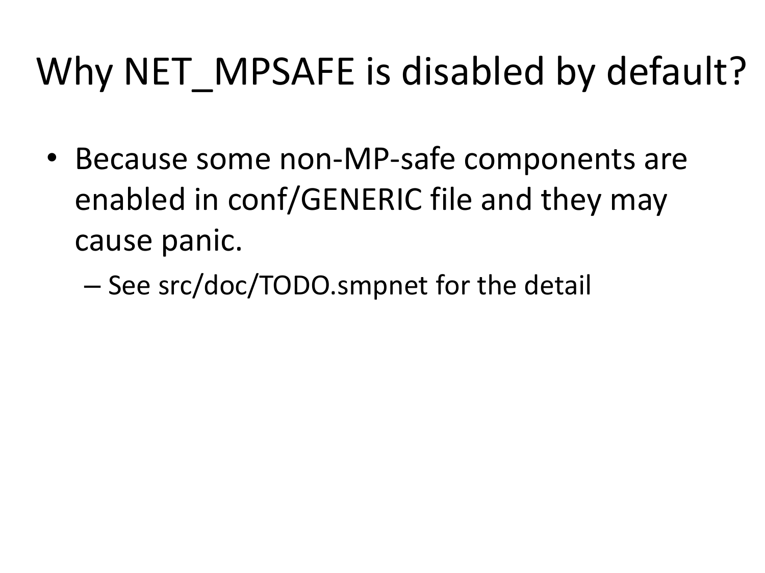# Why NET_MPSAFE is disabled by default?

- Because some non-MP-safe components are enabled in conf/GENERIC file and they may cause panic.
  - See src/doc/TODO.smpnet for the detail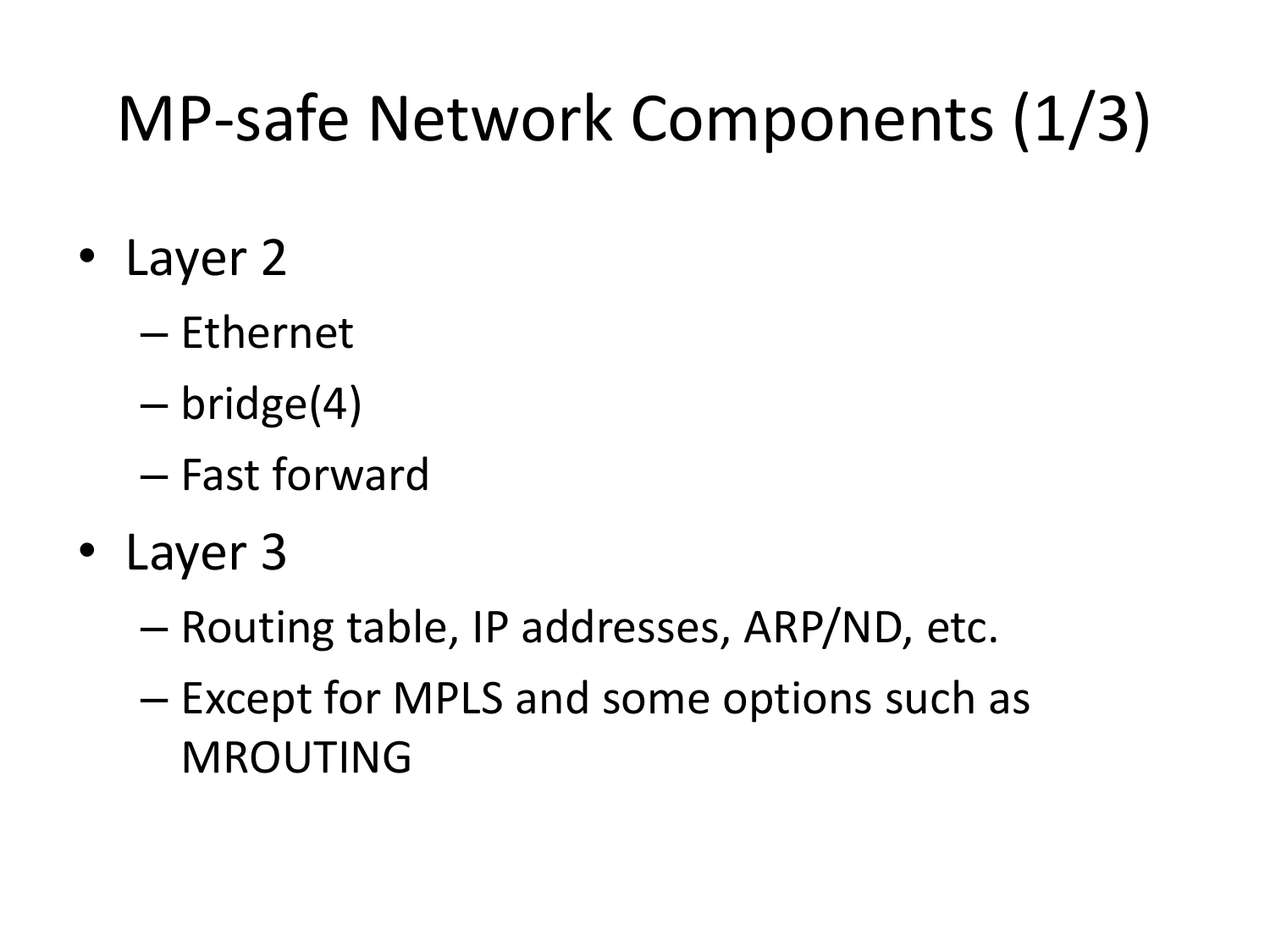# MP-safe Network Components (1/3)

- Layer 2
  - Ethernet
  - bridge(4)
  - Fast forward
- Layer 3
  - Routing table, IP addresses, ARP/ND, etc.
  - Except for MPLS and some options such as MROUTING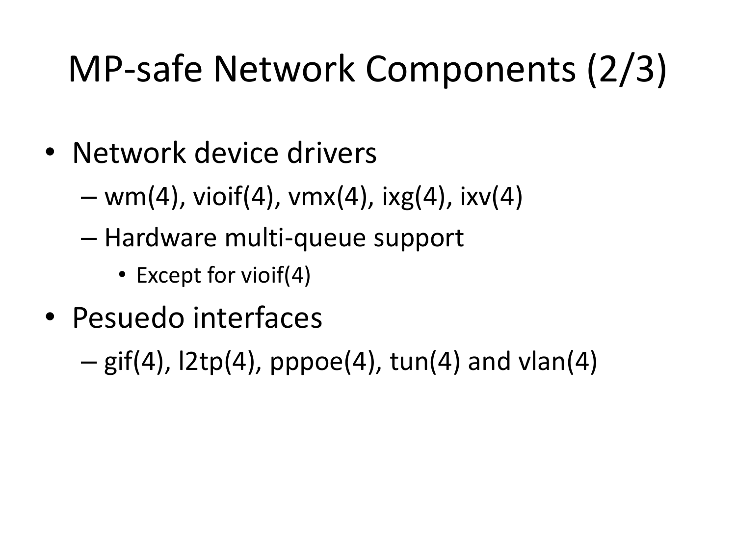# MP-safe Network Components (2/3)

- Network device drivers
  - wm(4), vioif(4), vmx(4), ixg(4), ixv(4)
  - Hardware multi-queue support
    - Except for vioif(4)
- Pesuedo interfaces
  - gif(4), l2tp(4), pppoe(4), tun(4) and vlan(4)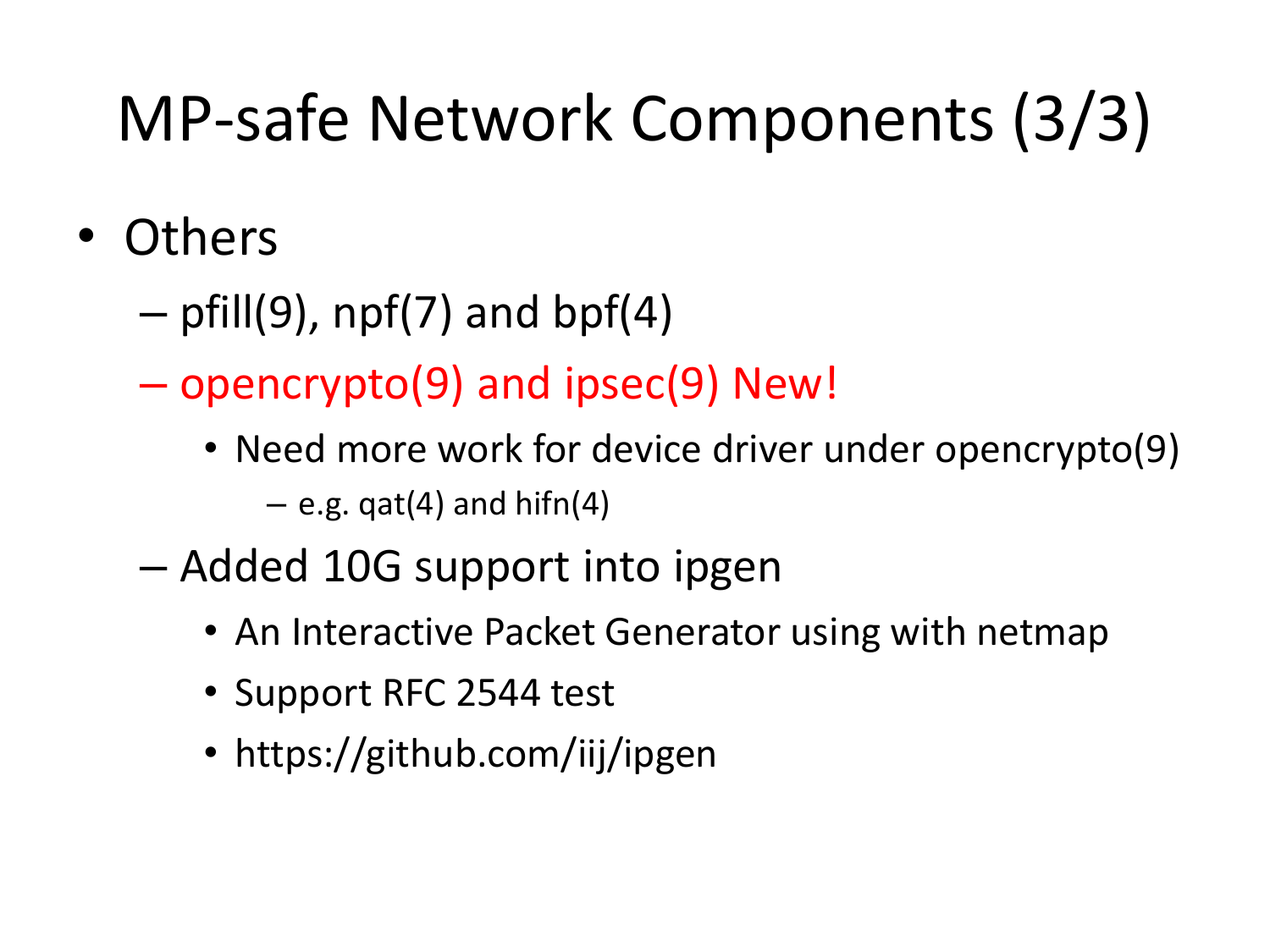# MP-safe Network Components (3/3)

- Others
  - pfill(9), npf(7) and bpf(4)
  - opencrypto(9) and ipsec(9) New!
    - Need more work for device driver under opencrypto(9)
      - e.g. qat(4) and hifn(4)
  - Added 10G support into ipgen
    - An Interactive Packet Generator using with netmap
    - Support RFC 2544 test
    - https://github.com/iij/ipgen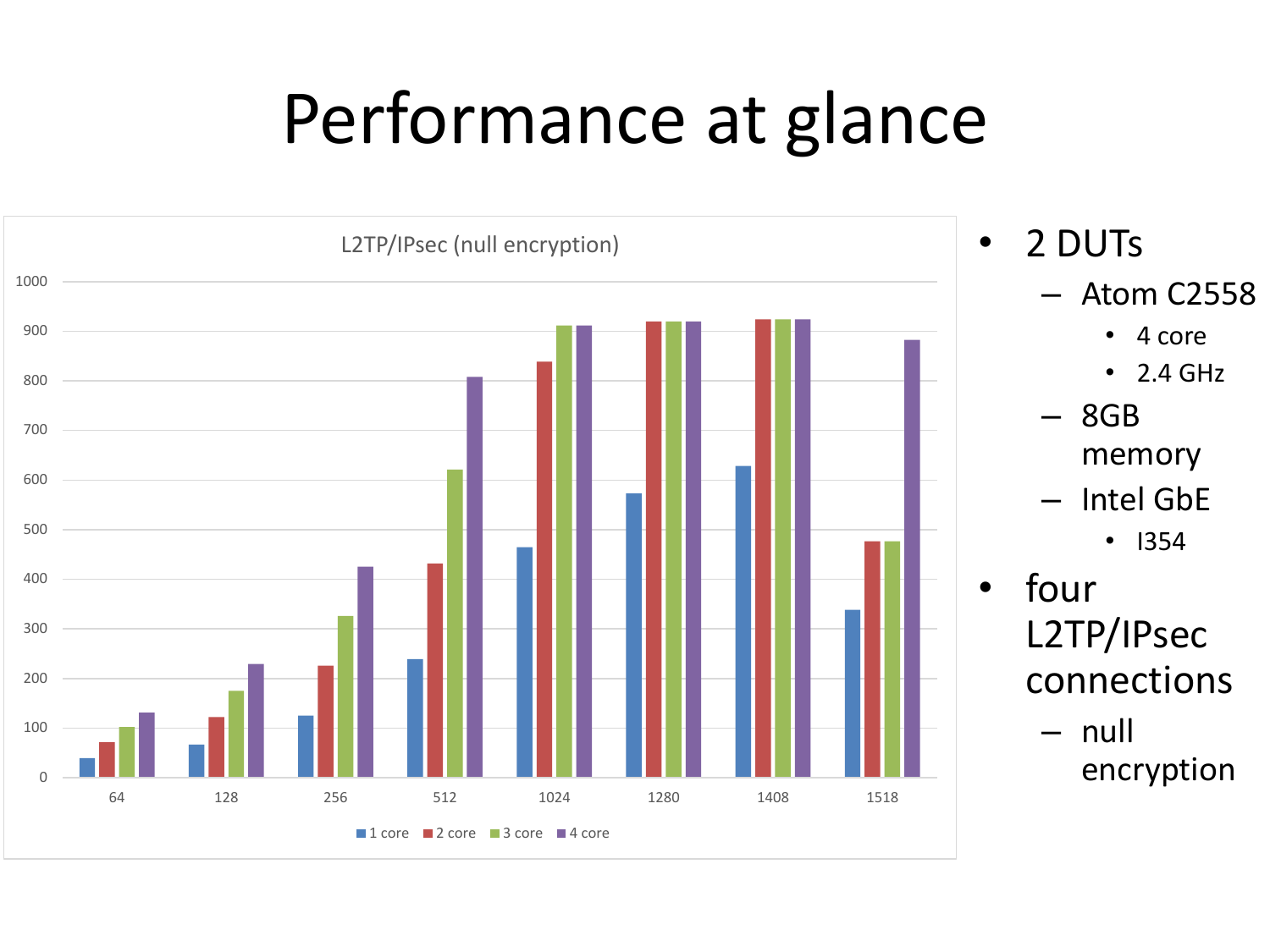# Performance at glance

L2TP/IPsec (null encryption)

| Packet size | 1 core | 2 core | 3 core | 4 core |
|---|---|---|---|---|
| 64 | 38 | 70 | 102 | 130 |
| 128 | 65 | 120 | 175 | 228 |
| 256 | 123 | 225 | 325 | 425 |
| 512 | 238 | 432 | 620 | 808 |
| 1024 | 463 | 838 | 910 | 910 |
| 1280 | 572 | 918 | 918 | 918 |
| 1408 | 627 | 922 | 922 | 922 |
| 1518 | 338 | 476 | 476 | 882 |

- 2 DUTs
  - Atom C2558
    - 4 core
    - 2.4 GHz
  - 8GB memory
  - Intel GbE
    - I354
- four L2TP/IPsec connections
  - null encryption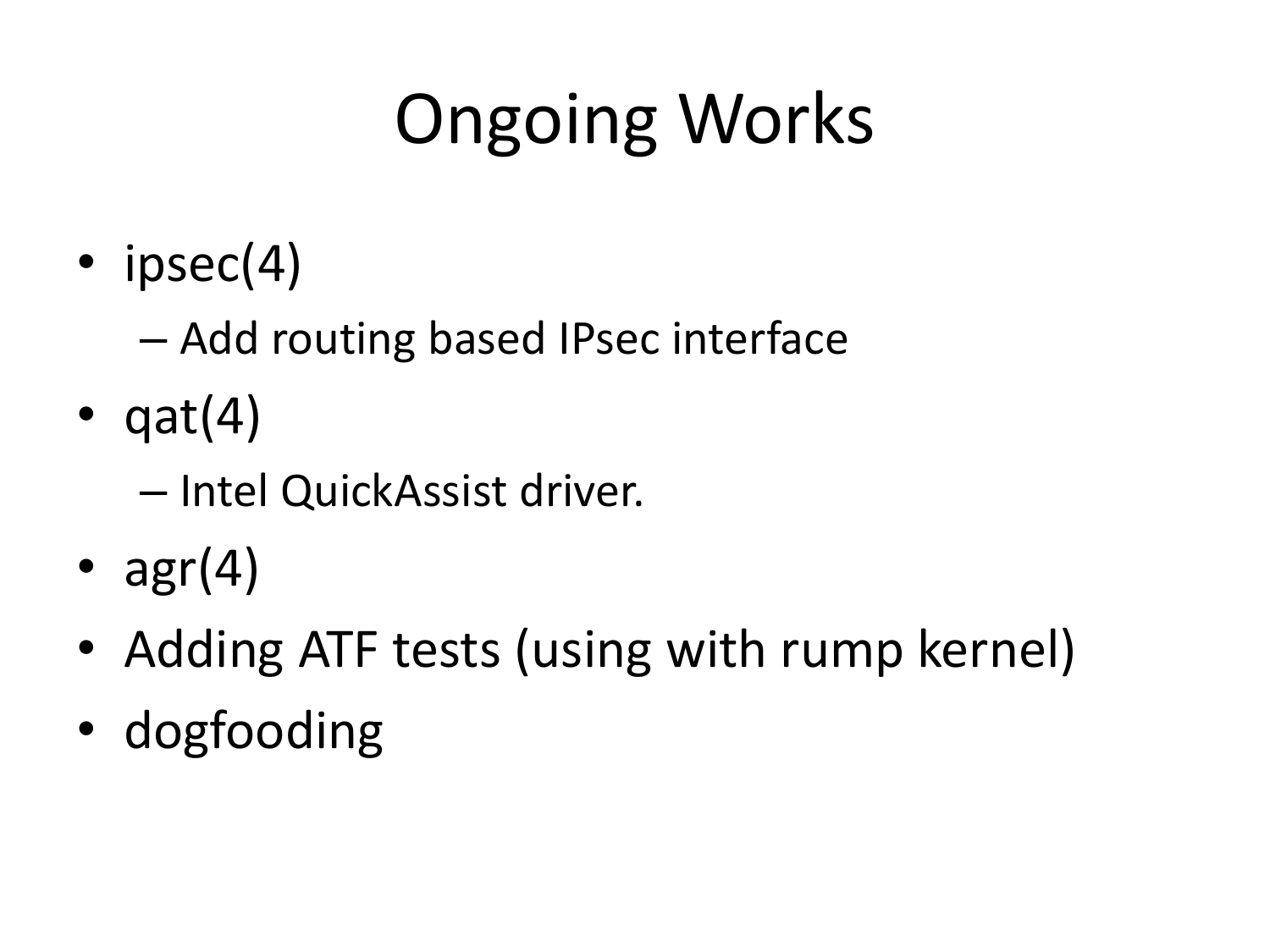# Ongoing Works

- ipsec(4)
  - Add routing based IPsec interface
- qat(4)
  - Intel QuickAssist driver.
- agr(4)
- Adding ATF tests (using with rump kernel)
- dogfooding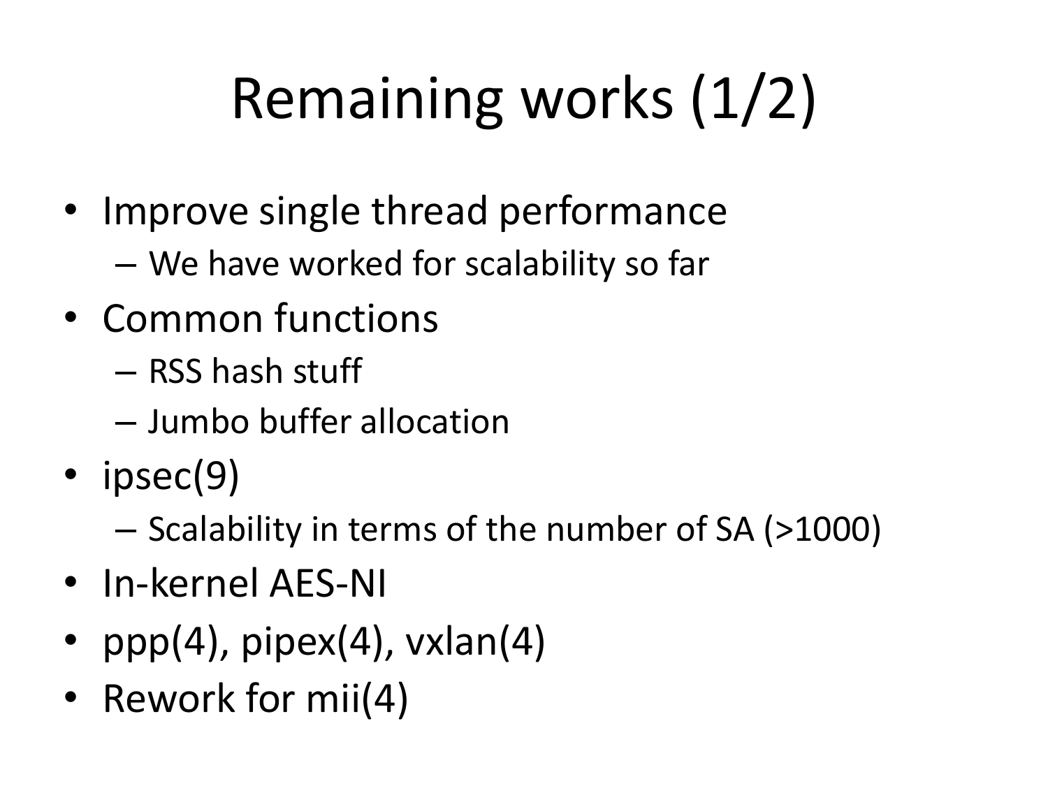# Remaining works (1/2)

- Improve single thread performance
  - We have worked for scalability so far
- Common functions
  - RSS hash stuff
  - Jumbo buffer allocation
- ipsec(9)
  - Scalability in terms of the number of SA (>1000)
- In-kernel AES-NI
- ppp(4), pipex(4), vxlan(4)
- Rework for mii(4)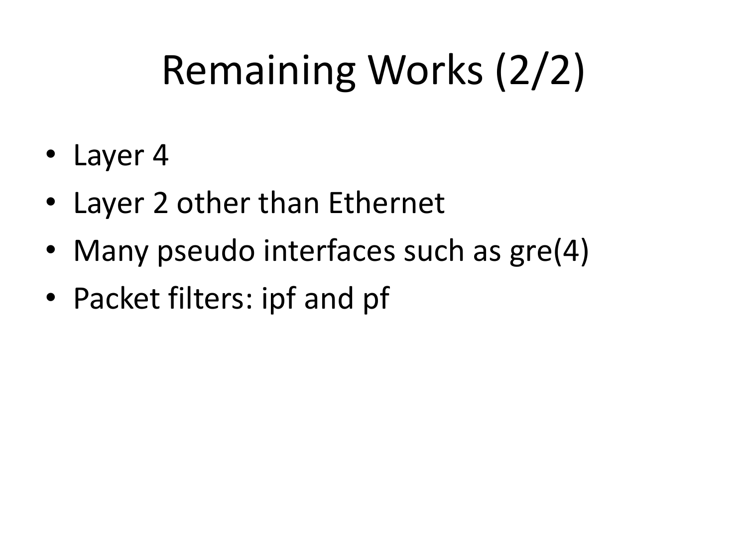# Remaining Works (2/2)

- Layer 4
- Layer 2 other than Ethernet
- Many pseudo interfaces such as gre(4)
- Packet filters: ipf and pf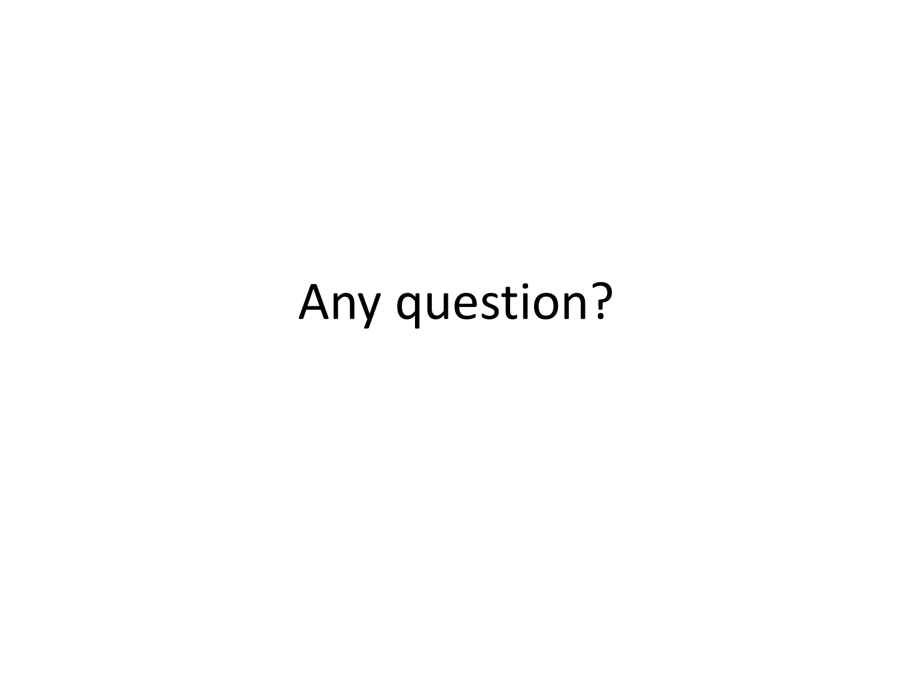Any question?